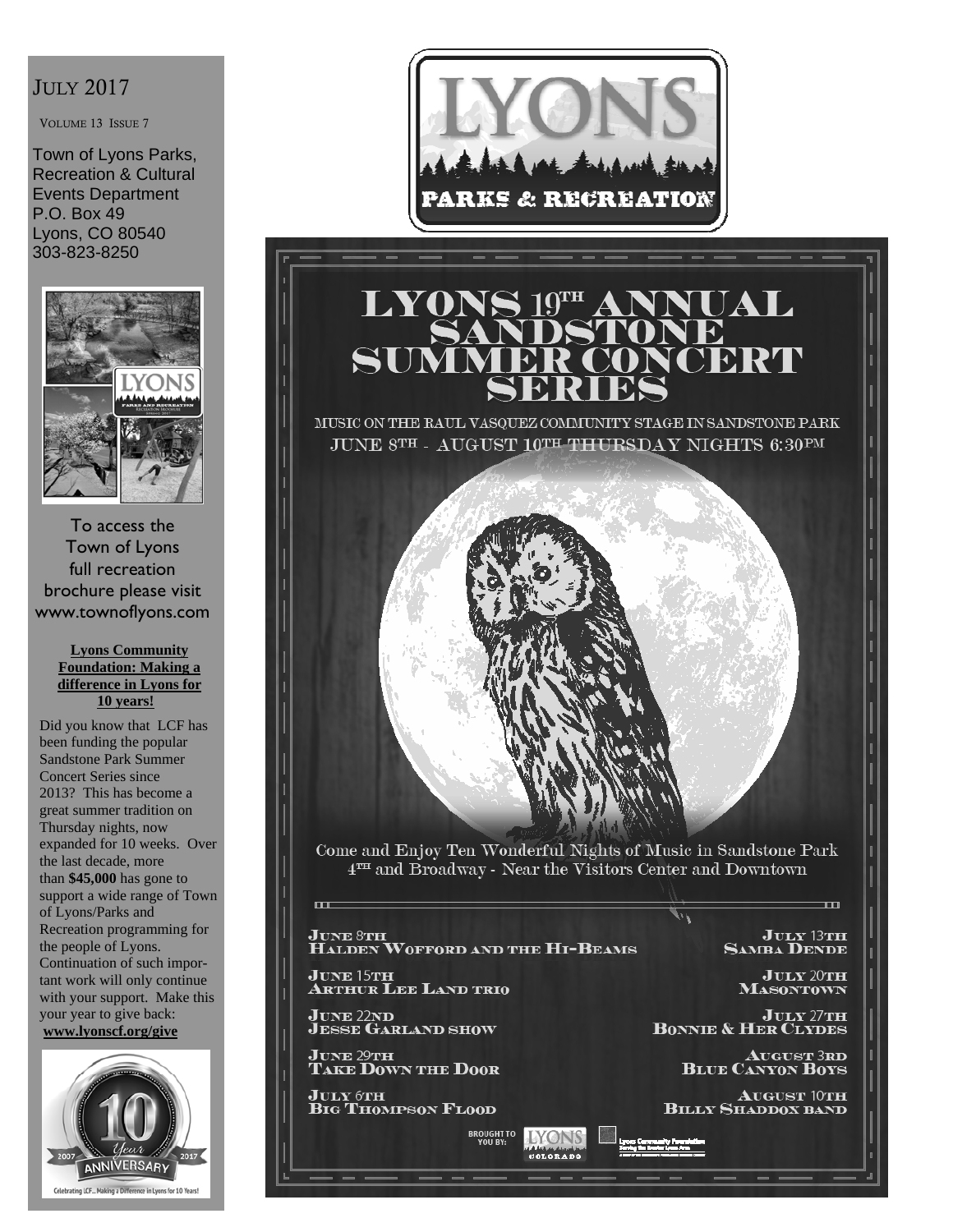JULY 2017

VOLUME 13 ISSUE 7

Town of Lyons Parks, Recreation & Cultural Events Department
P.O. Box 49
Lyons, CO 80540
303-823-8250

To access the Town of Lyons full recreation brochure please visit www.townoflyons.com

**Lyons Community Foundation: Making a difference in Lyons for 10 years!**

Did you know that LCF has been funding the popular Sandstone Park Summer Concert Series since 2013? This has become a great summer tradition on Thursday nights, now expanded for 10 weeks. Over the last decade, more than **$45,000** has gone to support a wide range of Town of Lyons/Parks and Recreation programming for the people of Lyons. Continuation of such important work will only continue with your support. Make this your year to give back: **www.lyonscf.org/give**

Celebrating LCF... Making a Difference in Lyons for 10 Years!

LYONS PARKS & RECREATION

# LYONS 19TH ANNUAL SANDSTONE SUMMER CONCERT SERIES

MUSIC ON THE RAUL VASQUEZ COMMUNITY STAGE IN SANDSTONE PARK
JUNE 8TH - AUGUST 10TH THURSDAY NIGHTS 6:30PM

Come and Enjoy Ten Wonderful Nights of Music in Sandstone Park
4TH and Broadway - Near the Visitors Center and Downtown

**JUNE 8TH**
HALDEN WOFFORD AND THE HI-BEAMS

**JUNE 15TH**
ARTHUR LEE LAND TRIO

**JUNE 22ND**
JESSE GARLAND SHOW

**JUNE 29TH**
TAKE DOWN THE DOOR

**JULY 6TH**
BIG THOMPSON FLOOD

**JULY 13TH**
SAMBA DENDE

**JULY 20TH**
MASONTOWN

**JULY 27TH**
BONNIE & HER CLYDES

**AUGUST 3RD**
BLUE CANYON BOYS

**AUGUST 10TH**
BILLY SHADDOX BAND

BROUGHT TO YOU BY: LYONS COLORADO, Lyons Community Foundation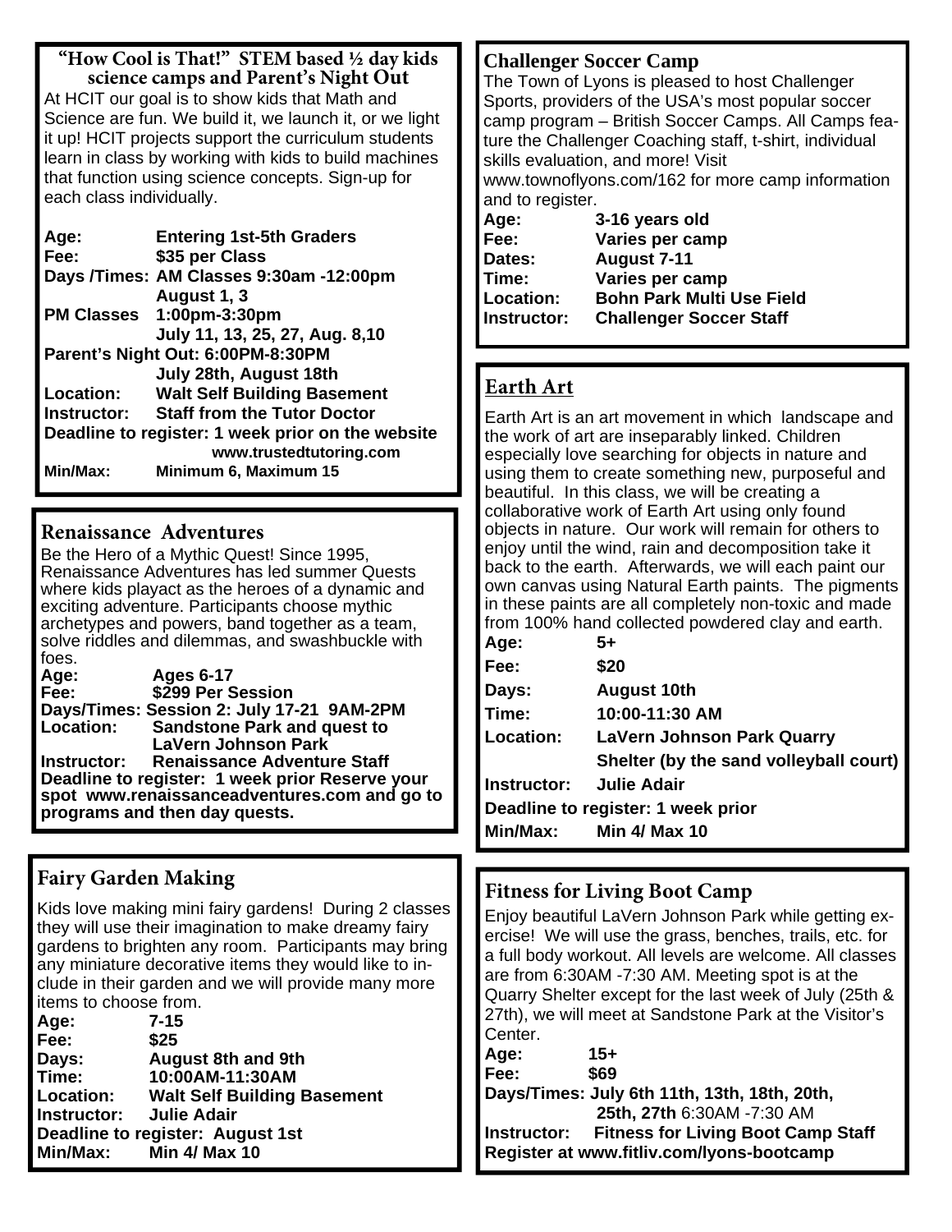## "How Cool is That!" STEM based ½ day kids science camps and Parent's Night Out

At HCIT our goal is to show kids that Math and Science are fun. We build it, we launch it, or we light it up! HCIT projects support the curriculum students learn in class by working with kids to build machines that function using science concepts. Sign-up for each class individually.

**Age:** Entering 1st-5th Graders
**Fee:** $35 per Class
**Days /Times: AM Classes** 9:30am -12:00pm August 1, 3
**PM Classes** 1:00pm-3:30pm July 11, 13, 25, 27, Aug. 8,10
**Parent's Night Out:** 6:00PM-8:30PM July 28th, August 18th
**Location:** Walt Self Building Basement
**Instructor:** Staff from the Tutor Doctor
**Deadline to register:** 1 week prior on the website www.trustedtutoring.com
**Min/Max:** Minimum 6, Maximum 15

## Renaissance Adventures

Be the Hero of a Mythic Quest! Since 1995, Renaissance Adventures has led summer Quests where kids playact as the heroes of a dynamic and exciting adventure. Participants choose mythic archetypes and powers, band together as a team, solve riddles and dilemmas, and swashbuckle with foes.

**Age:** Ages 6-17
**Fee:** $299 Per Session
**Days/Times:** Session 2: July 17-21 9AM-2PM
**Location:** Sandstone Park and quest to LaVern Johnson Park
**Instructor:** Renaissance Adventure Staff
**Deadline to register:** 1 week prior Reserve your spot www.renaissanceadventures.com and go to programs and then day quests.

## Fairy Garden Making

Kids love making mini fairy gardens! During 2 classes they will use their imagination to make dreamy fairy gardens to brighten any room. Participants may bring any miniature decorative items they would like to include in their garden and we will provide many more items to choose from.

**Age:** 7-15
**Fee:** $25
**Days:** August 8th and 9th
**Time:** 10:00AM-11:30AM
**Location:** Walt Self Building Basement
**Instructor:** Julie Adair
**Deadline to register:** August 1st
**Min/Max:** Min 4/ Max 10

## Challenger Soccer Camp

The Town of Lyons is pleased to host Challenger Sports, providers of the USA's most popular soccer camp program – British Soccer Camps. All Camps feature the Challenger Coaching staff, t-shirt, individual skills evaluation, and more! Visit www.townoflyons.com/162 for more camp information and to register.

**Age:** 3-16 years old
**Fee:** Varies per camp
**Dates:** August 7-11
**Time:** Varies per camp
**Location:** Bohn Park Multi Use Field
**Instructor:** Challenger Soccer Staff

## Earth Art

Earth Art is an art movement in which landscape and the work of art are inseparably linked. Children especially love searching for objects in nature and using them to create something new, purposeful and beautiful. In this class, we will be creating a collaborative work of Earth Art using only found objects in nature. Our work will remain for others to enjoy until the wind, rain and decomposition take it back to the earth. Afterwards, we will each paint our own canvas using Natural Earth paints. The pigments in these paints are all completely non-toxic and made from 100% hand collected powdered clay and earth.

**Age:** 5+
**Fee:** $20
**Days:** August 10th
**Time:** 10:00-11:30 AM
**Location:** LaVern Johnson Park Quarry Shelter (by the sand volleyball court)
**Instructor:** Julie Adair
**Deadline to register:** 1 week prior
**Min/Max:** Min 4/ Max 10

## Fitness for Living Boot Camp

Enjoy beautiful LaVern Johnson Park while getting exercise! We will use the grass, benches, trails, etc. for a full body workout. All levels are welcome. All classes are from 6:30AM -7:30 AM. Meeting spot is at the Quarry Shelter except for the last week of July (25th & 27th), we will meet at Sandstone Park at the Visitor's Center.

**Age:** 15+
**Fee:** $69
**Days/Times:** July 6th 11th, 13th, 18th, 20th, 25th, 27th 6:30AM -7:30 AM
**Instructor:** Fitness for Living Boot Camp Staff
**Register at www.fitliv.com/lyons-bootcamp**